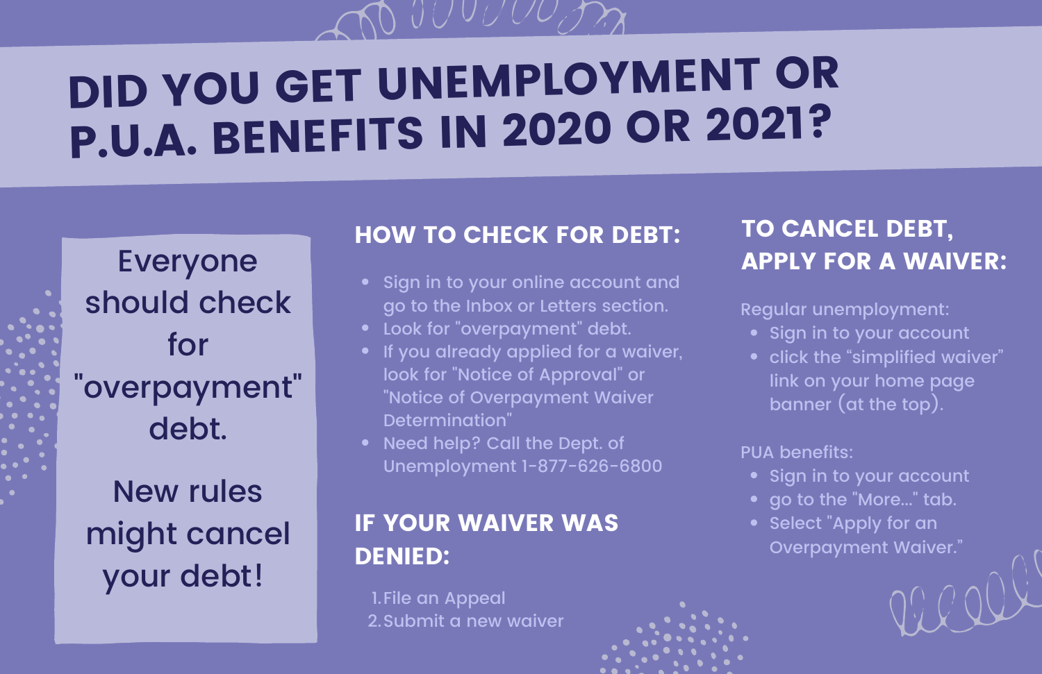# DID YOU GET UNEMPLOYMENT OR P.U.A. BENEFITS IN 2020 OR 2021?

Everyone should check for "overpayment" debt.

New rules might cancel your debt!

## HOW TO CHECK FOR DEBT:

- Sign in to your online account and go to the Inbox or Letters section.
- Look for "overpayment" debt.
- If you already applied for a waiver, look for "Notice of Approval" or "Notice of Overpayment Waiver Determination"
- Need help? Call the Dept. of Unemployment 1-877-626-6800

## IF YOUR WAIVER WAS DENIED:

1. File an Appeal
2. Submit a new waiver

## TO CANCEL DEBT, APPLY FOR A WAIVER:

Regular unemployment:

- Sign in to your account
- click the “simplified waiver” link on your home page banner (at the top).

PUA benefits:

- Sign in to your account
- go to the "More..." tab.
- Select "Apply for an Overpayment Waiver."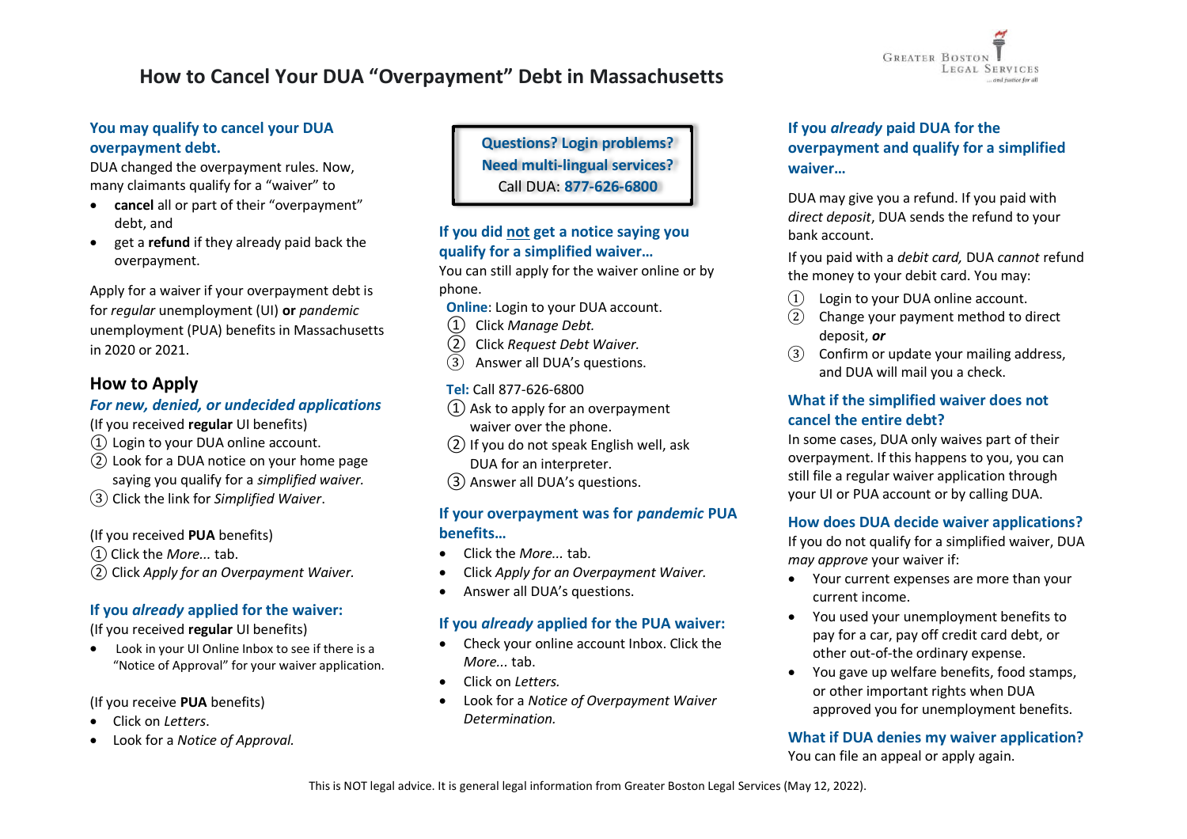# How to Cancel Your DUA "Overpayment" Debt in Massachusetts

Greater Boston Legal Services
... and justice for all

### You may qualify to cancel your DUA overpayment debt.

DUA changed the overpayment rules. Now, many claimants qualify for a "waiver" to

- **cancel** all or part of their "overpayment" debt, and
- get a **refund** if they already paid back the overpayment.

Apply for a waiver if your overpayment debt is for *regular* unemployment (UI) **or** *pandemic* unemployment (PUA) benefits in Massachusetts in 2020 or 2021.

## How to Apply

### *For new, denied, or undecided applications*

(If you received **regular** UI benefits)

① Login to your DUA online account.
② Look for a DUA notice on your home page saying you qualify for a *simplified waiver*.
③ Click the link for *Simplified Waiver*.

(If you received **PUA** benefits)

① Click the *More...* tab.
② Click *Apply for an Overpayment Waiver.*

### If you *already* applied for the waiver:

(If you received **regular** UI benefits)

- Look in your UI Online Inbox to see if there is a "Notice of Approval" for your waiver application.

(If you receive **PUA** benefits)

- Click on *Letters*.
- Look for a *Notice of Approval.*

**Questions? Login problems?**
**Need multi-lingual services?**
Call DUA: **877-626-6800**

### If you did not get a notice saying you qualify for a simplified waiver…

You can still apply for the waiver online or by phone.

**Online**: Login to your DUA account.

① Click *Manage Debt.*
② Click *Request Debt Waiver.*
③ Answer all DUA's questions.

**Tel:** Call 877-626-6800

① Ask to apply for an overpayment waiver over the phone.
② If you do not speak English well, ask DUA for an interpreter.
③ Answer all DUA's questions.

### If your overpayment was for *pandemic* PUA benefits…

- Click the *More...* tab.
- Click *Apply for an Overpayment Waiver.*
- Answer all DUA's questions.

### If you *already* applied for the PUA waiver:

- Check your online account Inbox. Click the *More...* tab.
- Click on *Letters.*
- Look for a *Notice of Overpayment Waiver Determination.*

### If you *already* paid DUA for the overpayment and qualify for a simplified waiver…

DUA may give you a refund. If you paid with *direct deposit*, DUA sends the refund to your bank account.

If you paid with a *debit card,* DUA *cannot* refund the money to your debit card. You may:

① Login to your DUA online account.
② Change your payment method to direct deposit, ***or***
③ Confirm or update your mailing address, and DUA will mail you a check.

### What if the simplified waiver does not cancel the entire debt?

In some cases, DUA only waives part of their overpayment. If this happens to you, you can still file a regular waiver application through your UI or PUA account or by calling DUA.

### How does DUA decide waiver applications?

If you do not qualify for a simplified waiver, DUA *may approve* your waiver if:

- Your current expenses are more than your current income.
- You used your unemployment benefits to pay for a car, pay off credit card debt, or other out-of-the ordinary expense.
- You gave up welfare benefits, food stamps, or other important rights when DUA approved you for unemployment benefits.

### What if DUA denies my waiver application?

You can file an appeal or apply again.

This is NOT legal advice. It is general legal information from Greater Boston Legal Services (May 12, 2022).